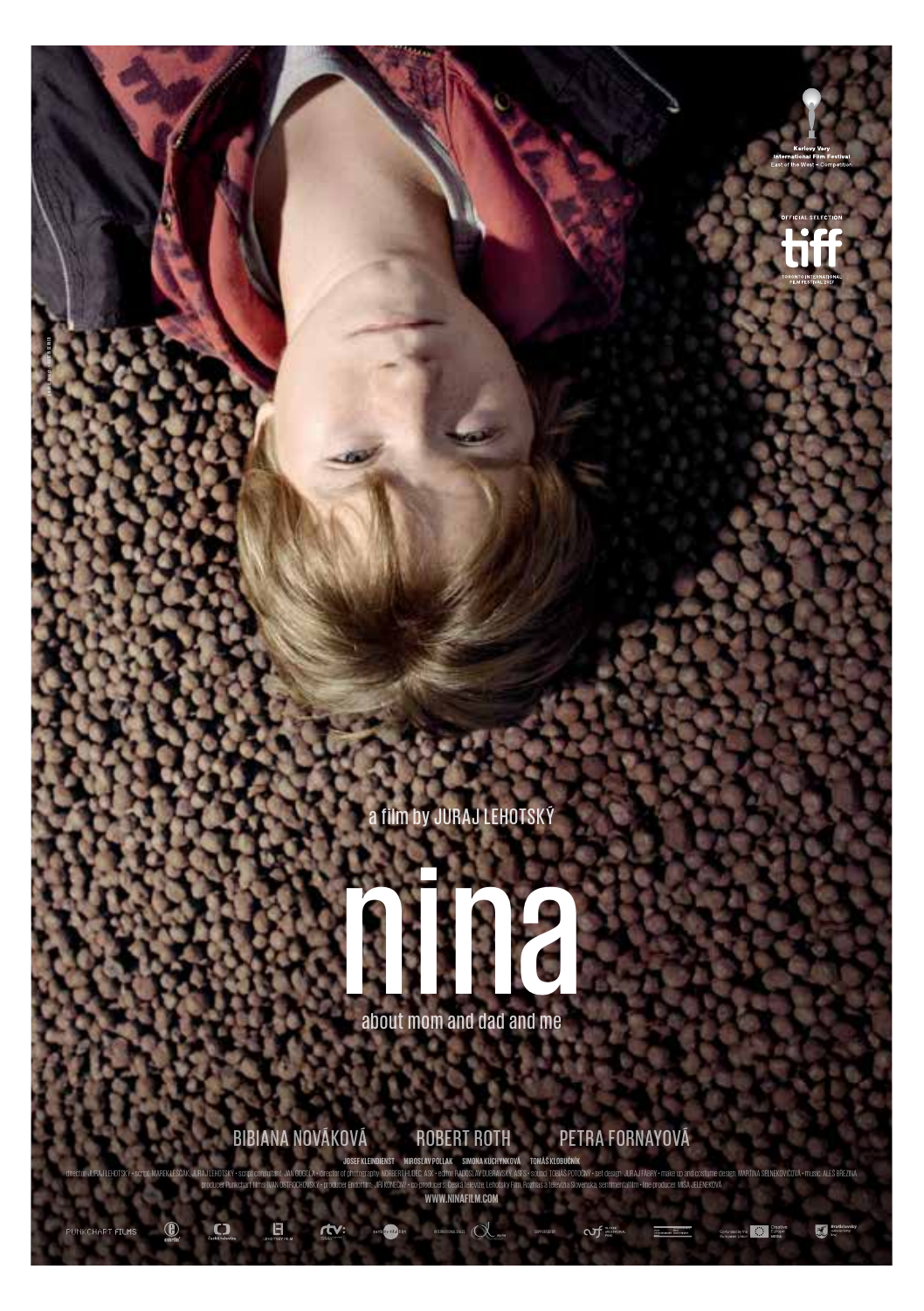Karlovy Vary International Film Festival
East of the West – Competition

OFFICIAL SELECTION
tiff
TORONTO INTERNATIONAL FILM FESTIVAL 2017

a film by JURAJ LEHOTSKÝ

# nina

about mom and dad and me

BIBIANA NOVÁKOVÁ ROBERT ROTH PETRA FORNAYOVÁ

JOSEF KLEINDIENST MIROSLAV POLLÁK SIMONA KÚCHYNKOVÁ TOMÁŠ KLOBUČNÍK

director JURAJ LEHOTSKÝ • script MAREK LEŠČÁK, JURAJ LEHOTSKÝ • script consultant JAN GOGOLA • director of photography NORBERT HUDEC ASK • editor RADOSLAV DUBRAVSKÝ ASFS • sound TOBIÁŠ POTOČNÝ • set design JURAJ FÁBRY • make up and costume design MARTINA SELNEKOVIČOVÁ • music ALEŠ BŘEZINA
producer Punkchart films IVAN OSTROCHOVSKÝ • producer Endorfilm JIŘÍ KONEČNÝ • co-producers Česká televize, Lehotsky Film, Rozhlas a televízia Slovenska, sentimentalfilm • line producer MIŠA JELENEKOVÁ

WWW.NINAFILM.COM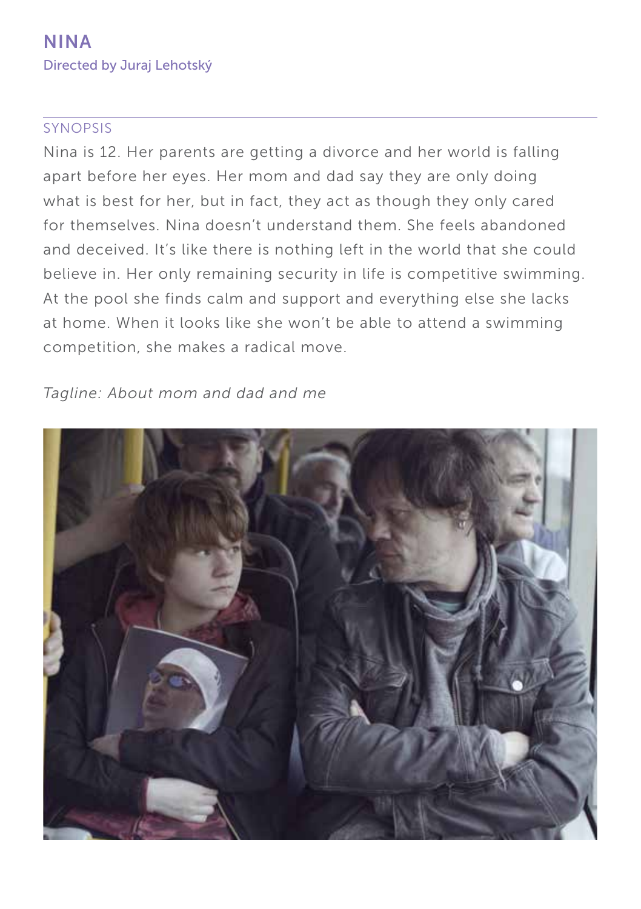# NINA

Directed by Juraj Lehotský

## SYNOPSIS

Nina is 12. Her parents are getting a divorce and her world is falling apart before her eyes. Her mom and dad say they are only doing what is best for her, but in fact, they act as though they only cared for themselves. Nina doesn't understand them. She feels abandoned and deceived. It's like there is nothing left in the world that she could believe in. Her only remaining security in life is competitive swimming. At the pool she finds calm and support and everything else she lacks at home. When it looks like she won't be able to attend a swimming competition, she makes a radical move.

*Tagline: About mom and dad and me*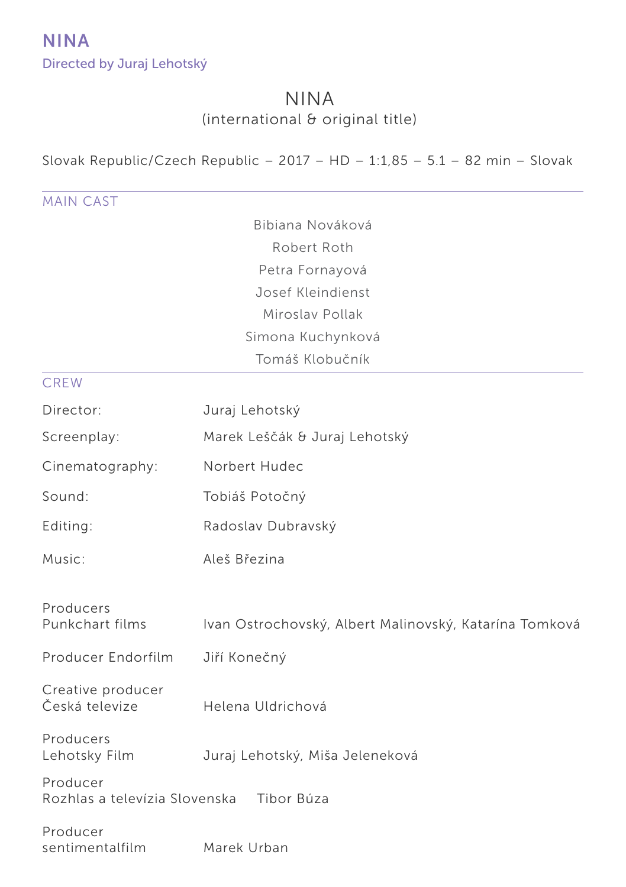# NINA

Directed by Juraj Lehotský

## NINA

(international & original title)

Slovak Republic/Czech Republic – 2017 – HD – 1:1,85 – 5.1 – 82 min – Slovak

### MAIN CAST

Bibiana Nováková
Robert Roth
Petra Fornayová
Josef Kleindienst
Miroslav Pollak
Simona Kuchynková
Tomáš Klobučník

### CREW

| | |
|---|---|
| Director: | Juraj Lehotský |
| Screenplay: | Marek Leščák & Juraj Lehotský |
| Cinematography: | Norbert Hudec |
| Sound: | Tobiáš Potočný |
| Editing: | Radoslav Dubravský |
| Music: | Aleš Březina |
| Producers Punkchart films | Ivan Ostrochovský, Albert Malinovský, Katarína Tomková |
| Producer Endorfilm | Jiří Konečný |
| Creative producer Česká televize | Helena Uldrichová |
| Producers Lehotsky Film | Juraj Lehotský, Miša Jeleneková |
| Producer Rozhlas a televízia Slovenska | Tibor Búza |
| Producer sentimentalfilm | Marek Urban |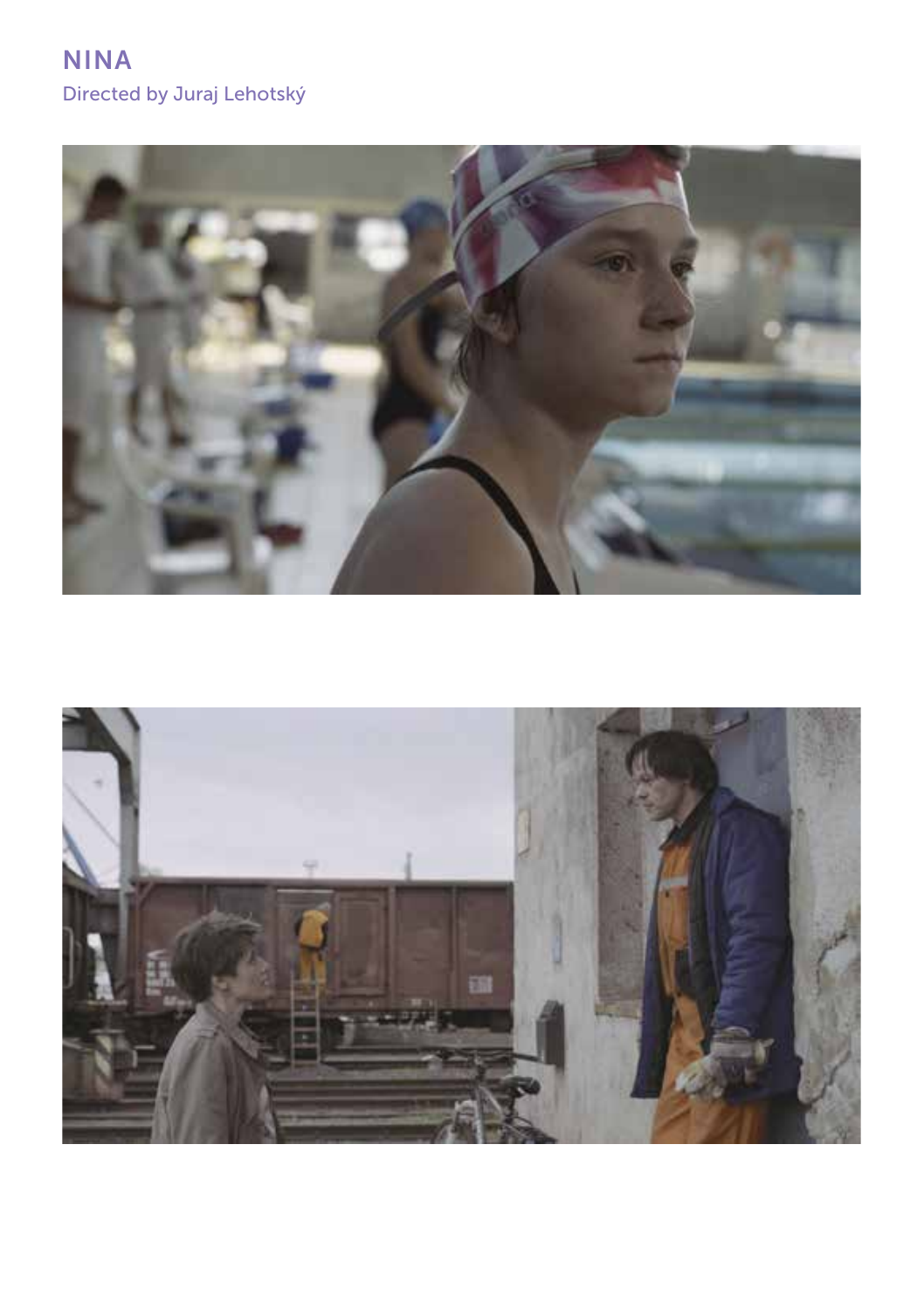# NINA

Directed by Juraj Lehotský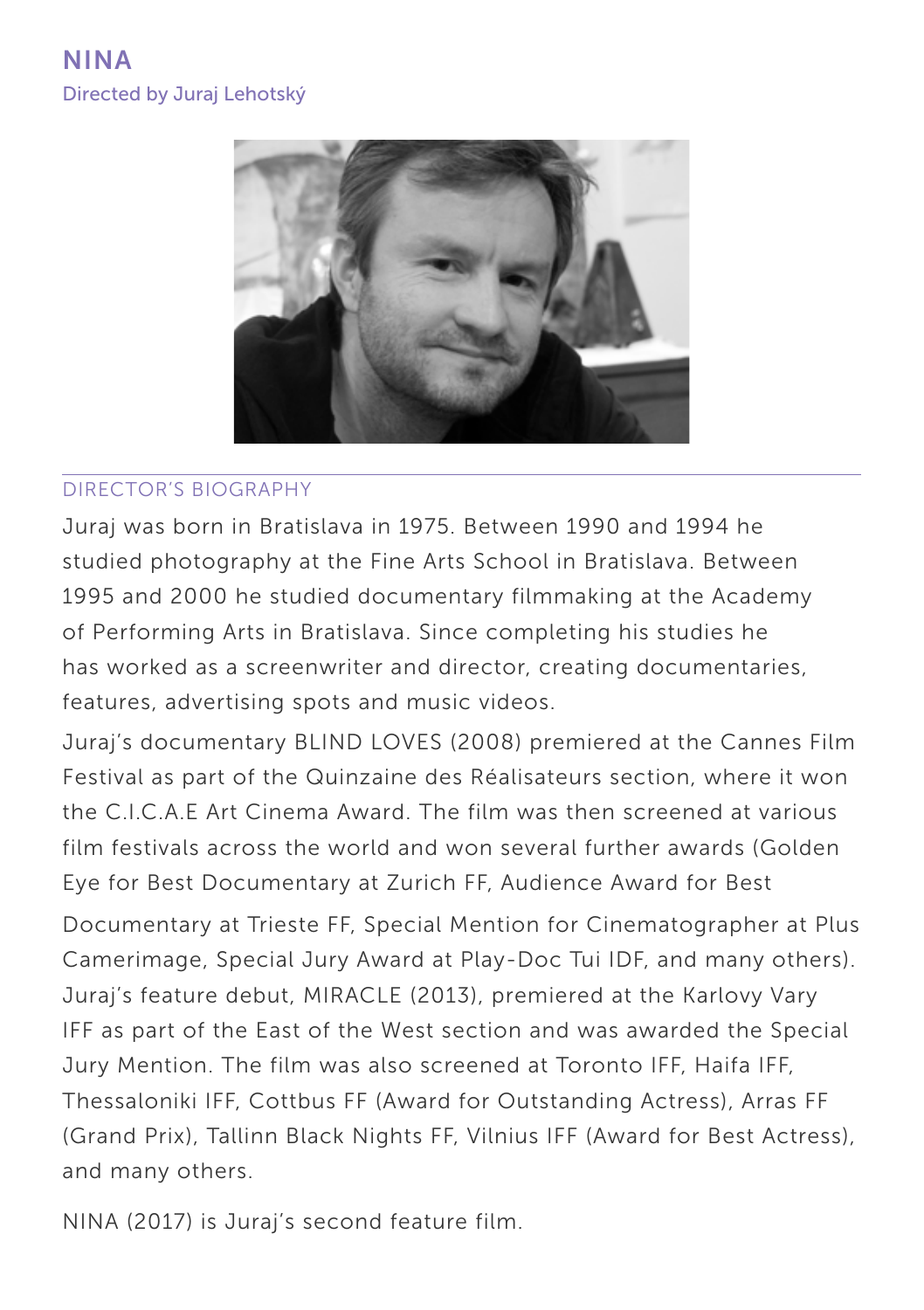# NINA

Directed by Juraj Lehotský

## DIRECTOR'S BIOGRAPHY

Juraj was born in Bratislava in 1975. Between 1990 and 1994 he studied photography at the Fine Arts School in Bratislava. Between 1995 and 2000 he studied documentary filmmaking at the Academy of Performing Arts in Bratislava. Since completing his studies he has worked as a screenwriter and director, creating documentaries, features, advertising spots and music videos.

Juraj's documentary BLIND LOVES (2008) premiered at the Cannes Film Festival as part of the Quinzaine des Réalisateurs section, where it won the C.I.C.A.E Art Cinema Award. The film was then screened at various film festivals across the world and won several further awards (Golden Eye for Best Documentary at Zurich FF, Audience Award for Best Documentary at Trieste FF, Special Mention for Cinematographer at Plus Camerimage, Special Jury Award at Play-Doc Tui IDF, and many others). Juraj's feature debut, MIRACLE (2013), premiered at the Karlovy Vary IFF as part of the East of the West section and was awarded the Special Jury Mention. The film was also screened at Toronto IFF, Haifa IFF, Thessaloniki IFF, Cottbus FF (Award for Outstanding Actress), Arras FF (Grand Prix), Tallinn Black Nights FF, Vilnius IFF (Award for Best Actress), and many others.

NINA (2017) is Juraj's second feature film.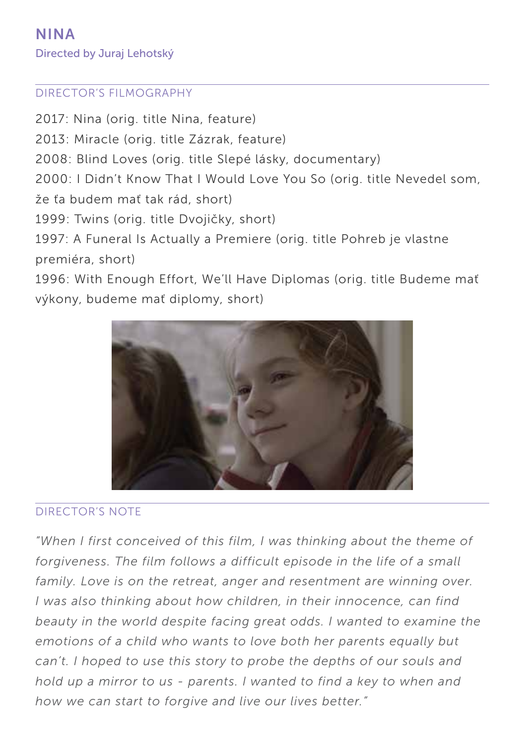# NINA

Directed by Juraj Lehotský

## DIRECTOR'S FILMOGRAPHY

2017: Nina (orig. title Nina, feature)
2013: Miracle (orig. title Zázrak, feature)
2008: Blind Loves (orig. title Slepé lásky, documentary)
2000: I Didn't Know That I Would Love You So (orig. title Nevedel som, že ťa budem mať tak rád, short)
1999: Twins (orig. title Dvojičky, short)
1997: A Funeral Is Actually a Premiere (orig. title Pohreb je vlastne premiéra, short)
1996: With Enough Effort, We'll Have Diplomas (orig. title Budeme mať výkony, budeme mať diplomy, short)

## DIRECTOR'S NOTE

*"When I first conceived of this film, I was thinking about the theme of forgiveness. The film follows a difficult episode in the life of a small family. Love is on the retreat, anger and resentment are winning over. I was also thinking about how children, in their innocence, can find beauty in the world despite facing great odds. I wanted to examine the emotions of a child who wants to love both her parents equally but can't. I hoped to use this story to probe the depths of our souls and hold up a mirror to us - parents. I wanted to find a key to when and how we can start to forgive and live our lives better."*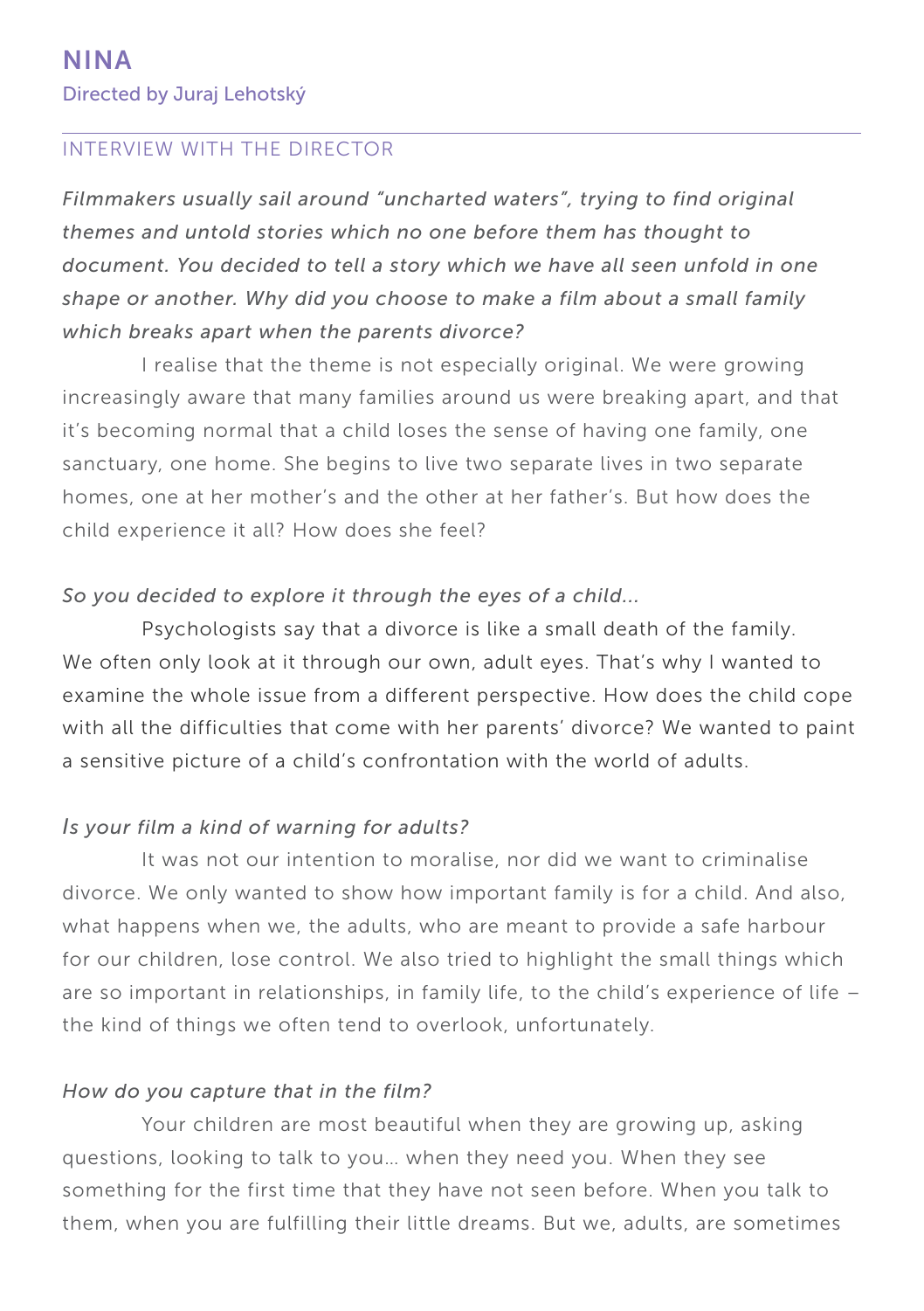# NINA

Directed by Juraj Lehotský

## INTERVIEW WITH THE DIRECTOR

*Filmmakers usually sail around "uncharted waters", trying to find original themes and untold stories which no one before them has thought to document. You decided to tell a story which we have all seen unfold in one shape or another. Why did you choose to make a film about a small family which breaks apart when the parents divorce?*

I realise that the theme is not especially original. We were growing increasingly aware that many families around us were breaking apart, and that it's becoming normal that a child loses the sense of having one family, one sanctuary, one home. She begins to live two separate lives in two separate homes, one at her mother's and the other at her father's. But how does the child experience it all? How does she feel?

*So you decided to explore it through the eyes of a child...*

Psychologists say that a divorce is like a small death of the family. We often only look at it through our own, adult eyes. That's why I wanted to examine the whole issue from a different perspective. How does the child cope with all the difficulties that come with her parents' divorce? We wanted to paint a sensitive picture of a child's confrontation with the world of adults.

*Is your film a kind of warning for adults?*

It was not our intention to moralise, nor did we want to criminalise divorce. We only wanted to show how important family is for a child. And also, what happens when we, the adults, who are meant to provide a safe harbour for our children, lose control. We also tried to highlight the small things which are so important in relationships, in family life, to the child's experience of life – the kind of things we often tend to overlook, unfortunately.

*How do you capture that in the film?*

Your children are most beautiful when they are growing up, asking questions, looking to talk to you… when they need you. When they see something for the first time that they have not seen before. When you talk to them, when you are fulfilling their little dreams. But we, adults, are sometimes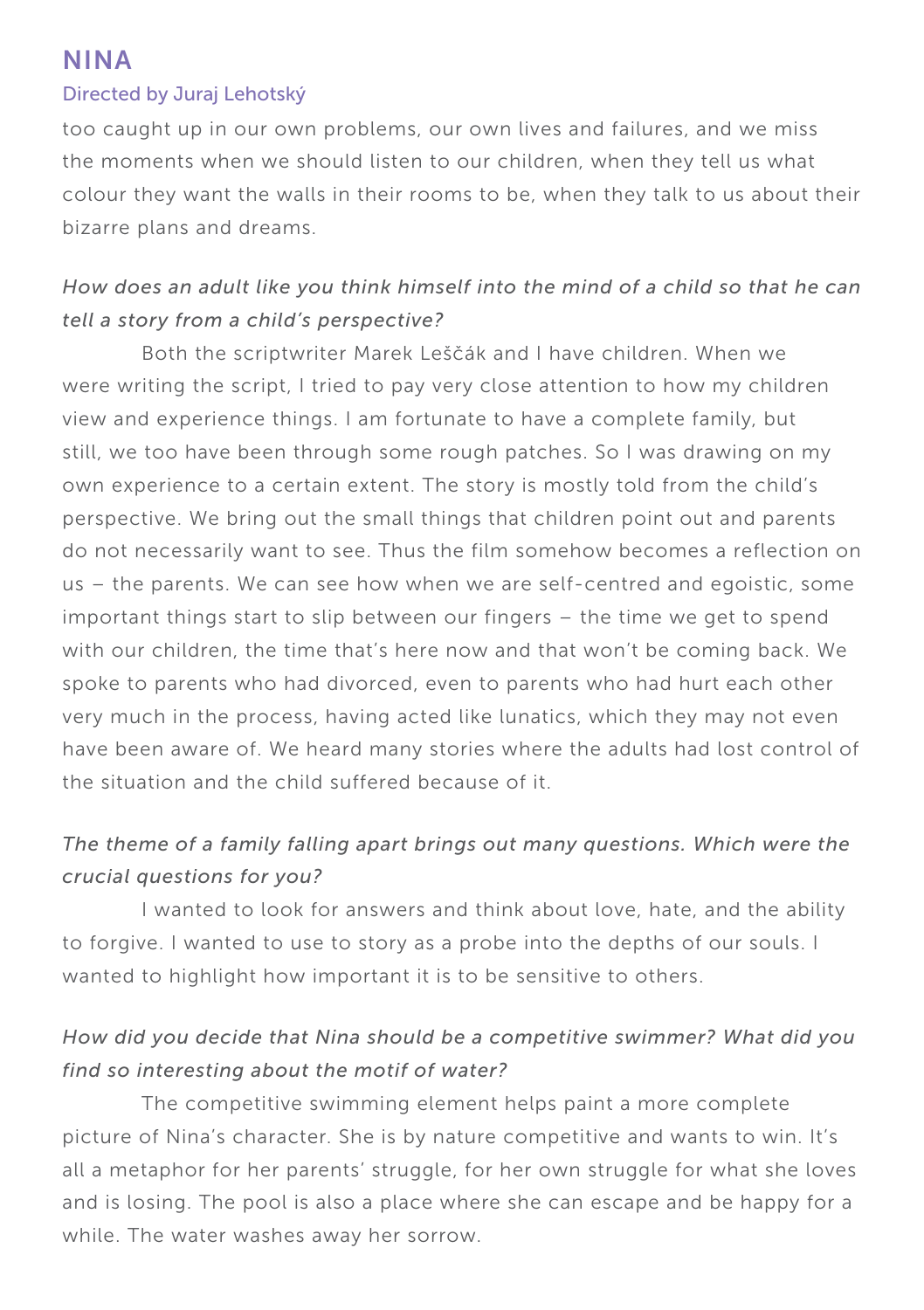too caught up in our own problems, our own lives and failures, and we miss the moments when we should listen to our children, when they tell us what colour they want the walls in their rooms to be, when they talk to us about their bizarre plans and dreams.

*How does an adult like you think himself into the mind of a child so that he can tell a story from a child's perspective?*

Both the scriptwriter Marek Leščák and I have children. When we were writing the script, I tried to pay very close attention to how my children view and experience things. I am fortunate to have a complete family, but still, we too have been through some rough patches. So I was drawing on my own experience to a certain extent. The story is mostly told from the child's perspective. We bring out the small things that children point out and parents do not necessarily want to see. Thus the film somehow becomes a reflection on us – the parents. We can see how when we are self-centred and egoistic, some important things start to slip between our fingers – the time we get to spend with our children, the time that's here now and that won't be coming back. We spoke to parents who had divorced, even to parents who had hurt each other very much in the process, having acted like lunatics, which they may not even have been aware of. We heard many stories where the adults had lost control of the situation and the child suffered because of it.

*The theme of a family falling apart brings out many questions. Which were the crucial questions for you?*

I wanted to look for answers and think about love, hate, and the ability to forgive. I wanted to use to story as a probe into the depths of our souls. I wanted to highlight how important it is to be sensitive to others.

*How did you decide that Nina should be a competitive swimmer? What did you find so interesting about the motif of water?*

The competitive swimming element helps paint a more complete picture of Nina's character. She is by nature competitive and wants to win. It's all a metaphor for her parents' struggle, for her own struggle for what she loves and is losing. The pool is also a place where she can escape and be happy for a while. The water washes away her sorrow.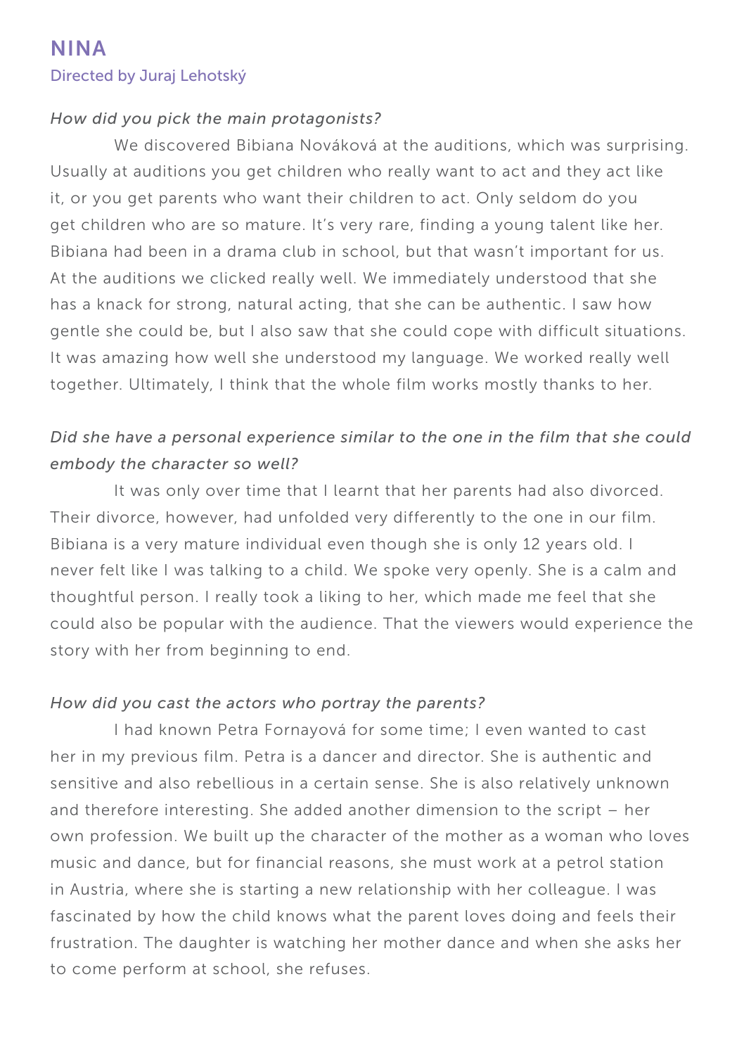## NINA

Directed by Juraj Lehotský

*How did you pick the main protagonists?*

We discovered Bibiana Nováková at the auditions, which was surprising. Usually at auditions you get children who really want to act and they act like it, or you get parents who want their children to act. Only seldom do you get children who are so mature. It's very rare, finding a young talent like her. Bibiana had been in a drama club in school, but that wasn't important for us. At the auditions we clicked really well. We immediately understood that she has a knack for strong, natural acting, that she can be authentic. I saw how gentle she could be, but I also saw that she could cope with difficult situations. It was amazing how well she understood my language. We worked really well together. Ultimately, I think that the whole film works mostly thanks to her.

*Did she have a personal experience similar to the one in the film that she could embody the character so well?*

It was only over time that I learnt that her parents had also divorced. Their divorce, however, had unfolded very differently to the one in our film. Bibiana is a very mature individual even though she is only 12 years old. I never felt like I was talking to a child. We spoke very openly. She is a calm and thoughtful person. I really took a liking to her, which made me feel that she could also be popular with the audience. That the viewers would experience the story with her from beginning to end.

*How did you cast the actors who portray the parents?*

I had known Petra Fornayová for some time; I even wanted to cast her in my previous film. Petra is a dancer and director. She is authentic and sensitive and also rebellious in a certain sense. She is also relatively unknown and therefore interesting. She added another dimension to the script – her own profession. We built up the character of the mother as a woman who loves music and dance, but for financial reasons, she must work at a petrol station in Austria, where she is starting a new relationship with her colleague. I was fascinated by how the child knows what the parent loves doing and feels their frustration. The daughter is watching her mother dance and when she asks her to come perform at school, she refuses.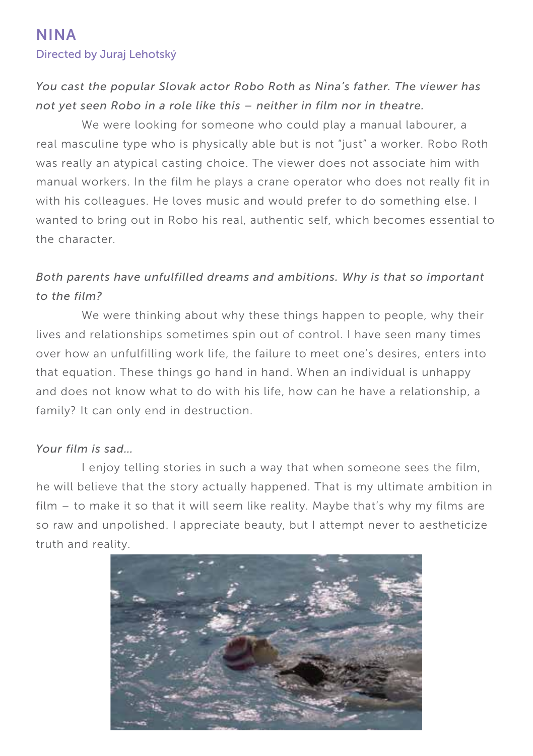## NINA

Directed by Juraj Lehotský

*You cast the popular Slovak actor Robo Roth as Nina's father. The viewer has not yet seen Robo in a role like this – neither in film nor in theatre.*

We were looking for someone who could play a manual labourer, a real masculine type who is physically able but is not "just" a worker. Robo Roth was really an atypical casting choice. The viewer does not associate him with manual workers. In the film he plays a crane operator who does not really fit in with his colleagues. He loves music and would prefer to do something else. I wanted to bring out in Robo his real, authentic self, which becomes essential to the character.

*Both parents have unfulfilled dreams and ambitions. Why is that so important to the film?*

We were thinking about why these things happen to people, why their lives and relationships sometimes spin out of control. I have seen many times over how an unfulfilling work life, the failure to meet one's desires, enters into that equation. These things go hand in hand. When an individual is unhappy and does not know what to do with his life, how can he have a relationship, a family? It can only end in destruction.

*Your film is sad...*

I enjoy telling stories in such a way that when someone sees the film, he will believe that the story actually happened. That is my ultimate ambition in film – to make it so that it will seem like reality. Maybe that's why my films are so raw and unpolished. I appreciate beauty, but I attempt never to aestheticize truth and reality.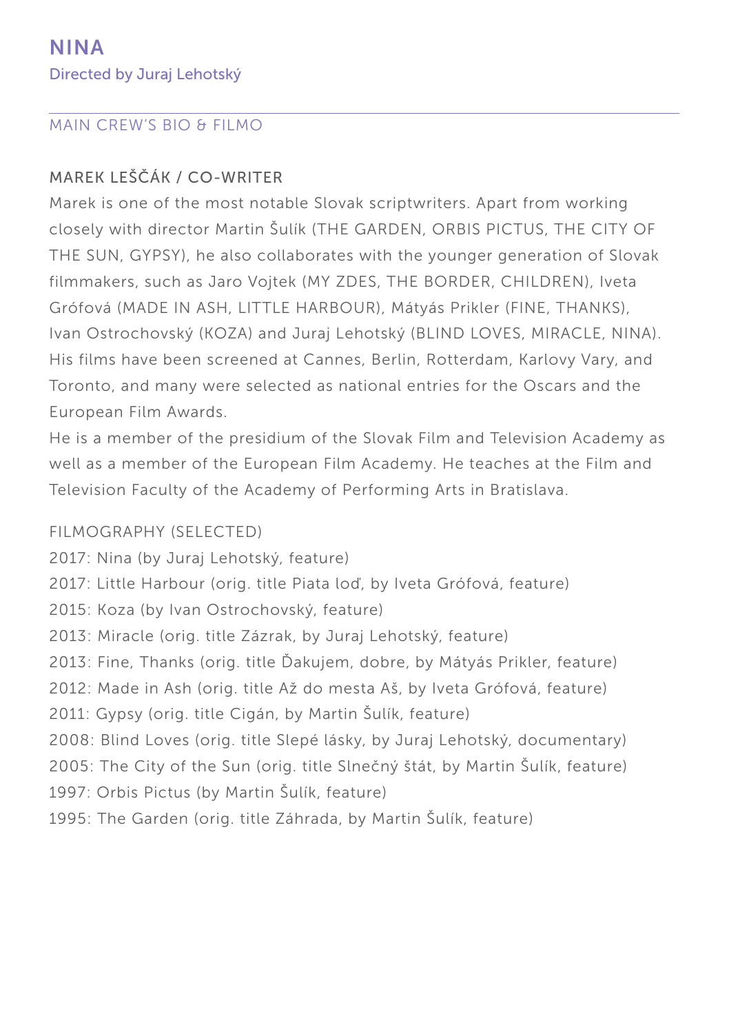# NINA

Directed by Juraj Lehotský

## MAIN CREW'S BIO & FILMO

### MAREK LEŠČÁK / CO-WRITER

Marek is one of the most notable Slovak scriptwriters. Apart from working closely with director Martin Šulík (THE GARDEN, ORBIS PICTUS, THE CITY OF THE SUN, GYPSY), he also collaborates with the younger generation of Slovak filmmakers, such as Jaro Vojtek (MY ZDES, THE BORDER, CHILDREN), Iveta Grófová (MADE IN ASH, LITTLE HARBOUR), Mátyás Prikler (FINE, THANKS), Ivan Ostrochovský (KOZA) and Juraj Lehotský (BLIND LOVES, MIRACLE, NINA). His films have been screened at Cannes, Berlin, Rotterdam, Karlovy Vary, and Toronto, and many were selected as national entries for the Oscars and the European Film Awards.

He is a member of the presidium of the Slovak Film and Television Academy as well as a member of the European Film Academy. He teaches at the Film and Television Faculty of the Academy of Performing Arts in Bratislava.

FILMOGRAPHY (SELECTED)

2017: Nina (by Juraj Lehotský, feature)
2017: Little Harbour (orig. title Piata loď, by Iveta Grófová, feature)
2015: Koza (by Ivan Ostrochovský, feature)
2013: Miracle (orig. title Zázrak, by Juraj Lehotský, feature)
2013: Fine, Thanks (orig. title Ďakujem, dobre, by Mátyás Prikler, feature)
2012: Made in Ash (orig. title Až do mesta Aš, by Iveta Grófová, feature)
2011: Gypsy (orig. title Cigán, by Martin Šulík, feature)
2008: Blind Loves (orig. title Slepé lásky, by Juraj Lehotský, documentary)
2005: The City of the Sun (orig. title Slnečný štát, by Martin Šulík, feature)
1997: Orbis Pictus (by Martin Šulík, feature)
1995: The Garden (orig. title Záhrada, by Martin Šulík, feature)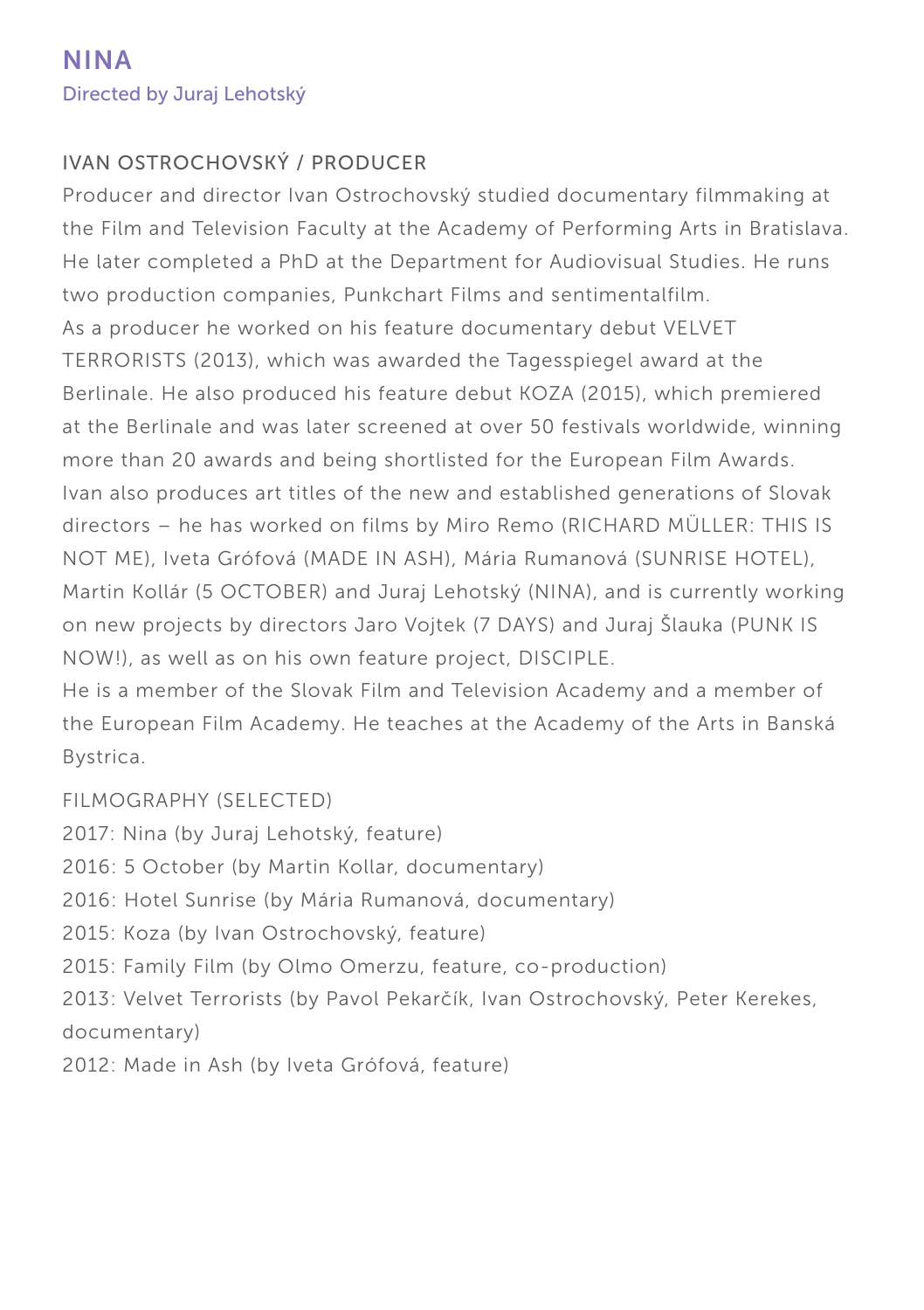# NINA

Directed by Juraj Lehotský

## IVAN OSTROCHOVSKÝ / PRODUCER

Producer and director Ivan Ostrochovský studied documentary filmmaking at the Film and Television Faculty at the Academy of Performing Arts in Bratislava. He later completed a PhD at the Department for Audiovisual Studies. He runs two production companies, Punkchart Films and sentimentalfilm.

As a producer he worked on his feature documentary debut VELVET TERRORISTS (2013), which was awarded the Tagesspiegel award at the Berlinale. He also produced his feature debut KOZA (2015), which premiered at the Berlinale and was later screened at over 50 festivals worldwide, winning more than 20 awards and being shortlisted for the European Film Awards.

Ivan also produces art titles of the new and established generations of Slovak directors – he has worked on films by Miro Remo (RICHARD MÜLLER: THIS IS NOT ME), Iveta Grófová (MADE IN ASH), Mária Rumanová (SUNRISE HOTEL), Martin Kollár (5 OCTOBER) and Juraj Lehotský (NINA), and is currently working on new projects by directors Jaro Vojtek (7 DAYS) and Juraj Šlauka (PUNK IS NOW!), as well as on his own feature project, DISCIPLE.

He is a member of the Slovak Film and Television Academy and a member of the European Film Academy. He teaches at the Academy of the Arts in Banská Bystrica.

FILMOGRAPHY (SELECTED)

2017: Nina (by Juraj Lehotský, feature)
2016: 5 October (by Martin Kollar, documentary)
2016: Hotel Sunrise (by Mária Rumanová, documentary)
2015: Koza (by Ivan Ostrochovský, feature)
2015: Family Film (by Olmo Omerzu, feature, co-production)
2013: Velvet Terrorists (by Pavol Pekarčík, Ivan Ostrochovský, Peter Kerekes, documentary)
2012: Made in Ash (by Iveta Grófová, feature)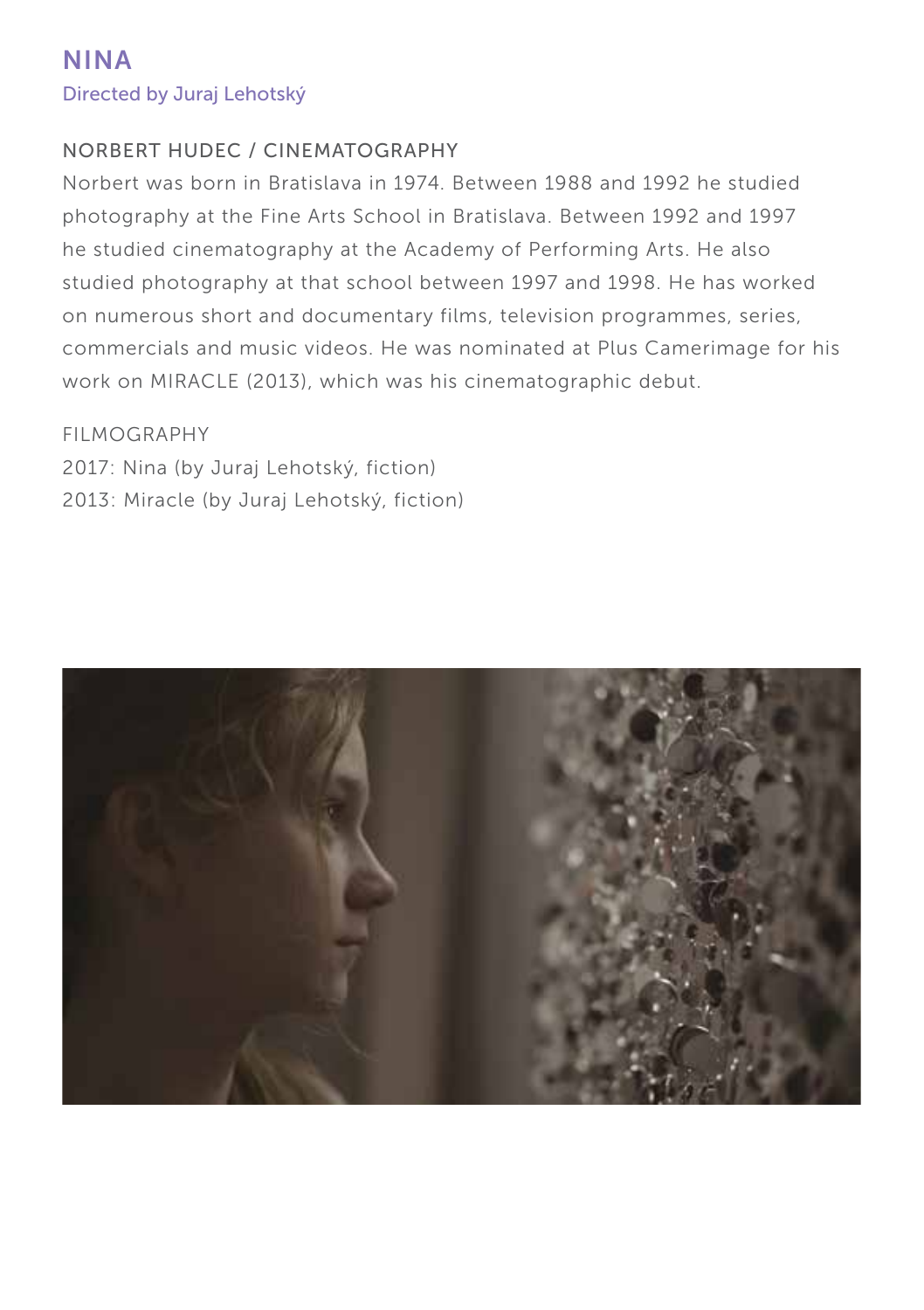# NINA

Directed by Juraj Lehotský

## NORBERT HUDEC / CINEMATOGRAPHY

Norbert was born in Bratislava in 1974. Between 1988 and 1992 he studied photography at the Fine Arts School in Bratislava. Between 1992 and 1997 he studied cinematography at the Academy of Performing Arts. He also studied photography at that school between 1997 and 1998. He has worked on numerous short and documentary films, television programmes, series, commercials and music videos. He was nominated at Plus Camerimage for his work on MIRACLE (2013), which was his cinematographic debut.

FILMOGRAPHY

2017: Nina (by Juraj Lehotský, fiction)
2013: Miracle (by Juraj Lehotský, fiction)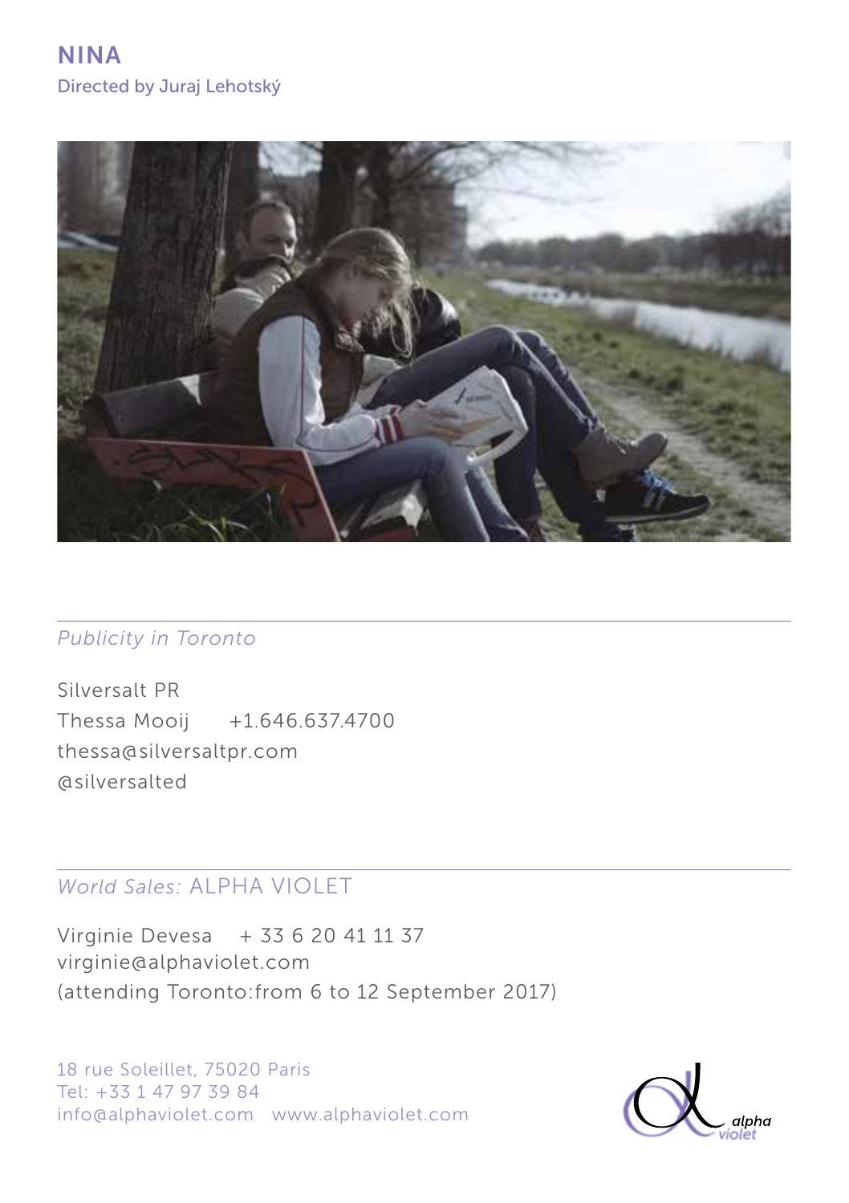# NINA

Directed by Juraj Lehotský

*Publicity in Toronto*

Silversalt PR
Thessa Mooij +1.646.637.4700
thessa@silversaltpr.com
@silversalted

*World Sales:* ALPHA VIOLET

Virginie Devesa + 33 6 20 41 11 37
virginie@alphaviolet.com
(attending Toronto:from 6 to 12 September 2017)

18 rue Soleillet, 75020 Paris
Tel: +33 1 47 97 39 84
info@alphaviolet.com www.alphaviolet.com